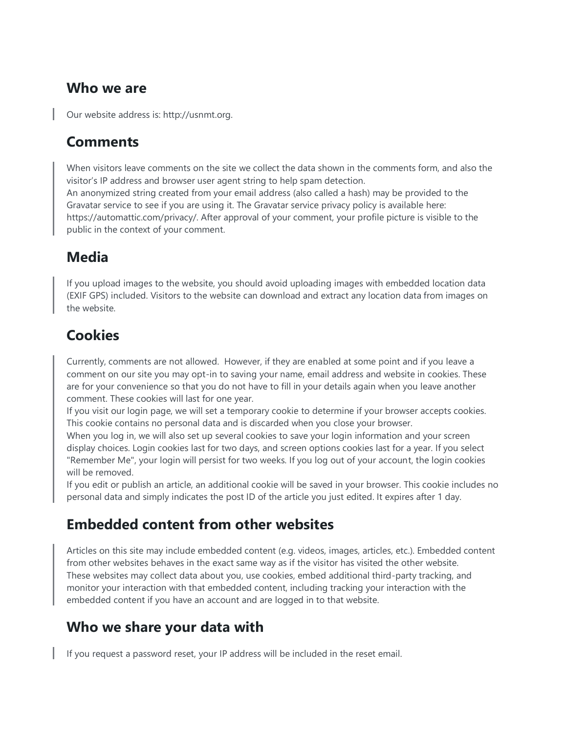## Who we are

> Our website address is: http://usnmt.org.

## Comments

> When visitors leave comments on the site we collect the data shown in the comments form, and also the visitor's IP address and browser user agent string to help spam detection.
> An anonymized string created from your email address (also called a hash) may be provided to the Gravatar service to see if you are using it. The Gravatar service privacy policy is available here: https://automattic.com/privacy/. After approval of your comment, your profile picture is visible to the public in the context of your comment.

## Media

> If you upload images to the website, you should avoid uploading images with embedded location data (EXIF GPS) included. Visitors to the website can download and extract any location data from images on the website.

## Cookies

> Currently, comments are not allowed. However, if they are enabled at some point and if you leave a comment on our site you may opt-in to saving your name, email address and website in cookies. These are for your convenience so that you do not have to fill in your details again when you leave another comment. These cookies will last for one year.
> If you visit our login page, we will set a temporary cookie to determine if your browser accepts cookies. This cookie contains no personal data and is discarded when you close your browser.
> When you log in, we will also set up several cookies to save your login information and your screen display choices. Login cookies last for two days, and screen options cookies last for a year. If you select "Remember Me", your login will persist for two weeks. If you log out of your account, the login cookies will be removed.
> If you edit or publish an article, an additional cookie will be saved in your browser. This cookie includes no personal data and simply indicates the post ID of the article you just edited. It expires after 1 day.

## Embedded content from other websites

> Articles on this site may include embedded content (e.g. videos, images, articles, etc.). Embedded content from other websites behaves in the exact same way as if the visitor has visited the other website.
> These websites may collect data about you, use cookies, embed additional third-party tracking, and monitor your interaction with that embedded content, including tracking your interaction with the embedded content if you have an account and are logged in to that website.

## Who we share your data with

> If you request a password reset, your IP address will be included in the reset email.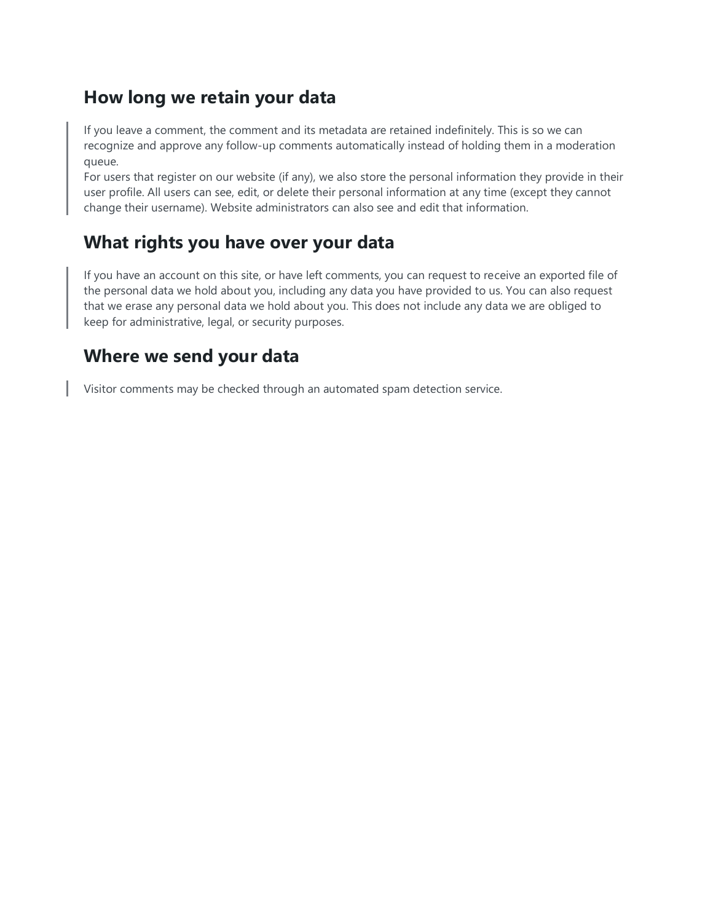## How long we retain your data

> If you leave a comment, the comment and its metadata are retained indefinitely. This is so we can recognize and approve any follow-up comments automatically instead of holding them in a moderation queue.
> For users that register on our website (if any), we also store the personal information they provide in their user profile. All users can see, edit, or delete their personal information at any time (except they cannot change their username). Website administrators can also see and edit that information.

## What rights you have over your data

> If you have an account on this site, or have left comments, you can request to receive an exported file of the personal data we hold about you, including any data you have provided to us. You can also request that we erase any personal data we hold about you. This does not include any data we are obliged to keep for administrative, legal, or security purposes.

## Where we send your data

> Visitor comments may be checked through an automated spam detection service.